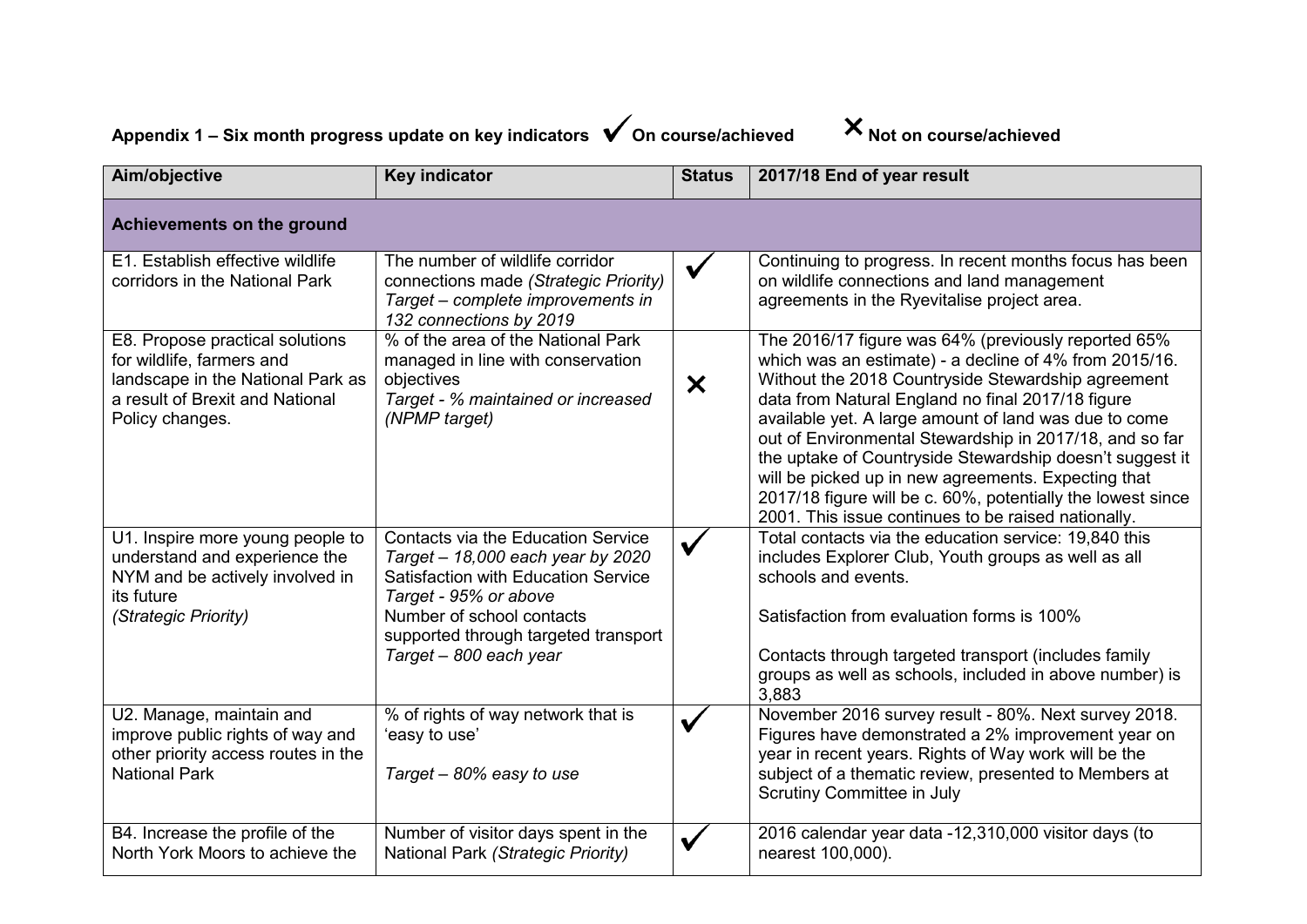## Appendix 1 – Six month progress update on key indicators ✓ On course/achieved ✗ Not on course/achieved

| Aim/objective | Key indicator | Status | 2017/18 End of year result |
| --- | --- | --- | --- |
| **Achievements on the ground** | | | |
| E1. Establish effective wildlife corridors in the National Park | The number of wildlife corridor connections made *(Strategic Priority)* *Target – complete improvements in 132 connections by 2019* | ✓ | Continuing to progress. In recent months focus has been on wildlife connections and land management agreements in the Ryevitalise project area. |
| E8. Propose practical solutions for wildlife, farmers and landscape in the National Park as a result of Brexit and National Policy changes. | % of the area of the National Park managed in line with conservation objectives *Target - % maintained or increased (NPMP target)* | ✗ | The 2016/17 figure was 64% (previously reported 65% which was an estimate) - a decline of 4% from 2015/16. Without the 2018 Countryside Stewardship agreement data from Natural England no final 2017/18 figure available yet. A large amount of land was due to come out of Environmental Stewardship in 2017/18, and so far the uptake of Countryside Stewardship doesn't suggest it will be picked up in new agreements. Expecting that 2017/18 figure will be c. 60%, potentially the lowest since 2001. This issue continues to be raised nationally. |
| U1. Inspire more young people to understand and experience the NYM and be actively involved in its future *(Strategic Priority)* | Contacts via the Education Service *Target – 18,000 each year by 2020* Satisfaction with Education Service *Target - 95% or above* Number of school contacts supported through targeted transport *Target – 800 each year* | ✓ | Total contacts via the education service: 19,840 this includes Explorer Club, Youth groups as well as all schools and events. Satisfaction from evaluation forms is 100% Contacts through targeted transport (includes family groups as well as schools, included in above number) is 3,883 |
| U2. Manage, maintain and improve public rights of way and other priority access routes in the National Park | % of rights of way network that is 'easy to use' *Target – 80% easy to use* | ✓ | November 2016 survey result - 80%. Next survey 2018. Figures have demonstrated a 2% improvement year on year in recent years. Rights of Way work will be the subject of a thematic review, presented to Members at Scrutiny Committee in July |
| B4. Increase the profile of the North York Moors to achieve the | Number of visitor days spent in the National Park *(Strategic Priority)* | ✓ | 2016 calendar year data -12,310,000 visitor days (to nearest 100,000). |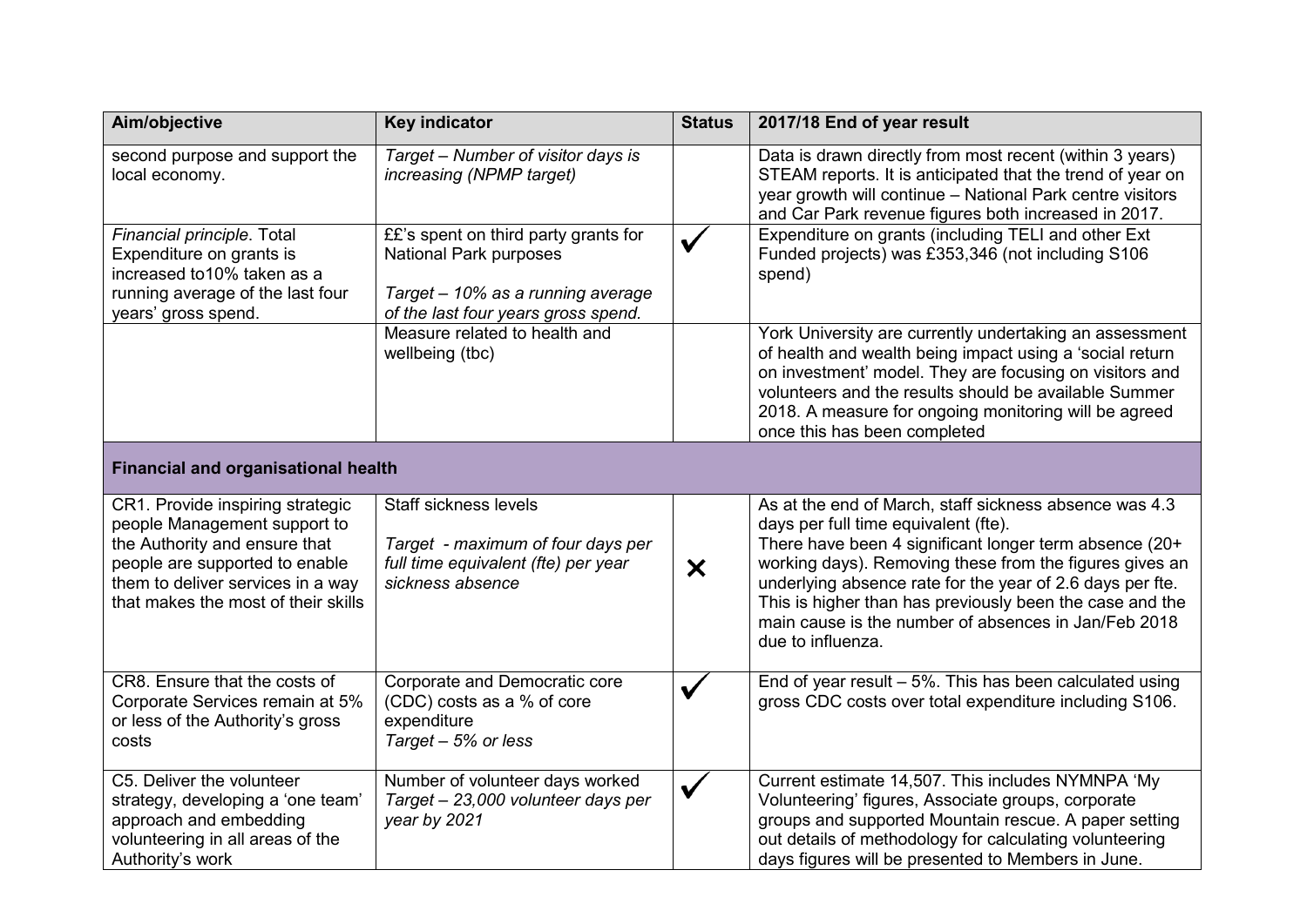| Aim/objective | Key indicator | Status | 2017/18 End of year result |
|---|---|---|---|
| second purpose and support the local economy. | *Target – Number of visitor days is increasing (NPMP target)* | | Data is drawn directly from most recent (within 3 years) STEAM reports. It is anticipated that the trend of year on year growth will continue – National Park centre visitors and Car Park revenue figures both increased in 2017. |
| *Financial principle*. Total Expenditure on grants is increased to10% taken as a running average of the last four years' gross spend. | ££'s spent on third party grants for National Park purposes<br><br>*Target – 10% as a running average of the last four years gross spend.* | ✓ | Expenditure on grants (including TELI and other Ext Funded projects) was £353,346 (not including S106 spend) |
| | Measure related to health and wellbeing (tbc) | | York University are currently undertaking an assessment of health and wealth being impact using a 'social return on investment' model. They are focusing on visitors and volunteers and the results should be available Summer 2018. A measure for ongoing monitoring will be agreed once this has been completed |
| **Financial and organisational health** | | | |
| CR1. Provide inspiring strategic people Management support to the Authority and ensure that people are supported to enable them to deliver services in a way that makes the most of their skills | Staff sickness levels<br><br>*Target - maximum of four days per full time equivalent (fte) per year sickness absence* | ✗ | As at the end of March, staff sickness absence was 4.3 days per full time equivalent (fte).<br>There have been 4 significant longer term absence (20+ working days). Removing these from the figures gives an underlying absence rate for the year of 2.6 days per fte. This is higher than has previously been the case and the main cause is the number of absences in Jan/Feb 2018 due to influenza. |
| CR8. Ensure that the costs of Corporate Services remain at 5% or less of the Authority's gross costs | Corporate and Democratic core (CDC) costs as a % of core expenditure<br>*Target – 5% or less* | ✓ | End of year result – 5%. This has been calculated using gross CDC costs over total expenditure including S106. |
| C5. Deliver the volunteer strategy, developing a 'one team' approach and embedding volunteering in all areas of the Authority's work | Number of volunteer days worked<br>*Target – 23,000 volunteer days per year by 2021* | ✓ | Current estimate 14,507. This includes NYMNPA 'My Volunteering' figures, Associate groups, corporate groups and supported Mountain rescue. A paper setting out details of methodology for calculating volunteering days figures will be presented to Members in June. |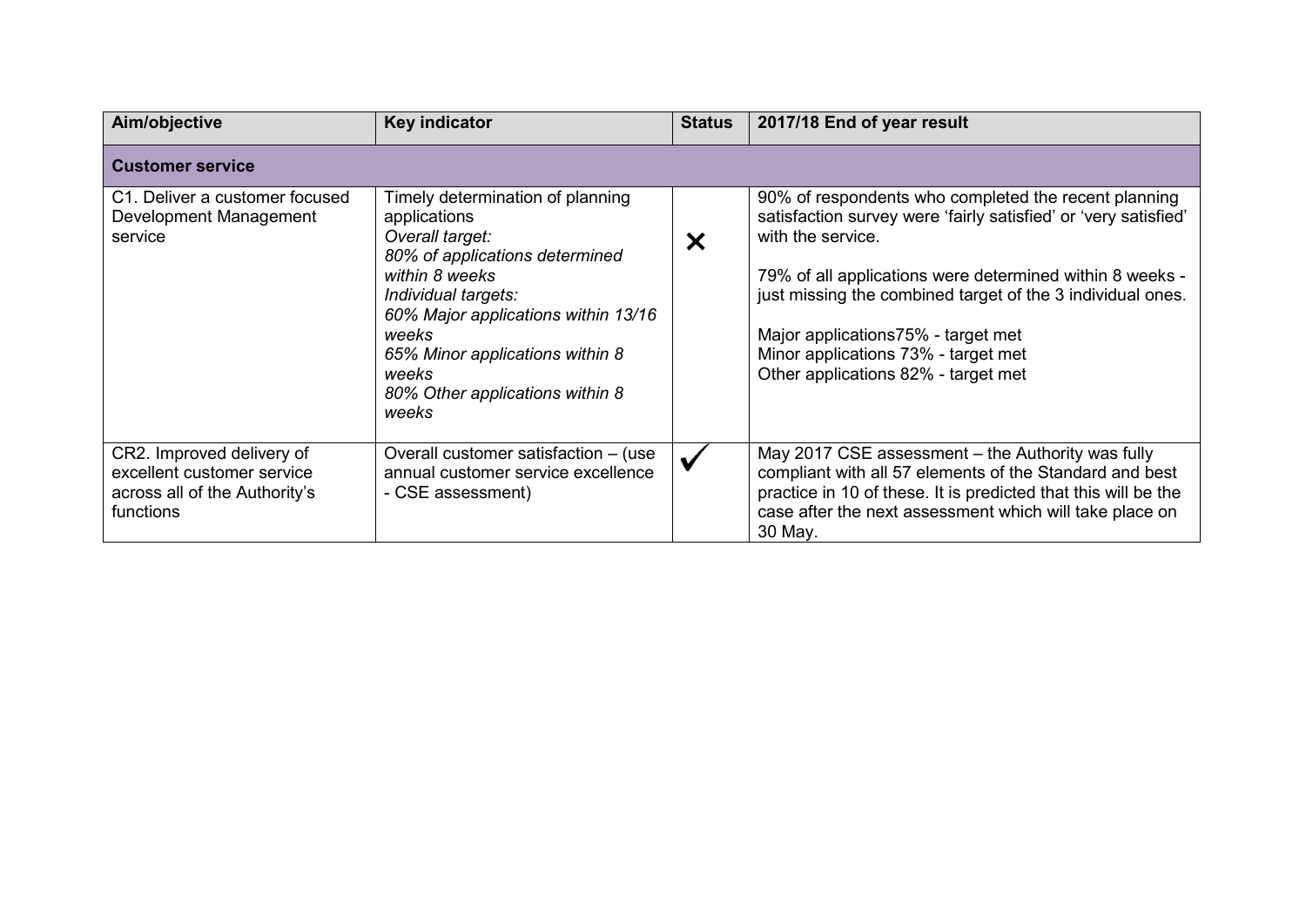| Aim/objective | Key indicator | Status | 2017/18 End of year result |
|---|---|---|---|
| **Customer service** | | | |
| C1. Deliver a customer focused Development Management service | Timely determination of planning applications<br>*Overall target:*<br>*80% of applications determined within 8 weeks*<br>*Individual targets:*<br>*60% Major applications within 13/16 weeks*<br>*65% Minor applications within 8 weeks*<br>*80% Other applications within 8 weeks* | ✗ | 90% of respondents who completed the recent planning satisfaction survey were 'fairly satisfied' or 'very satisfied' with the service.<br><br>79% of all applications were determined within 8 weeks - just missing the combined target of the 3 individual ones.<br><br>Major applications75% - target met<br>Minor applications 73% - target met<br>Other applications 82% - target met |
| CR2. Improved delivery of excellent customer service across all of the Authority's functions | Overall customer satisfaction – (use annual customer service excellence - CSE assessment) | ✓ | May 2017 CSE assessment – the Authority was fully compliant with all 57 elements of the Standard and best practice in 10 of these. It is predicted that this will be the case after the next assessment which will take place on 30 May. |